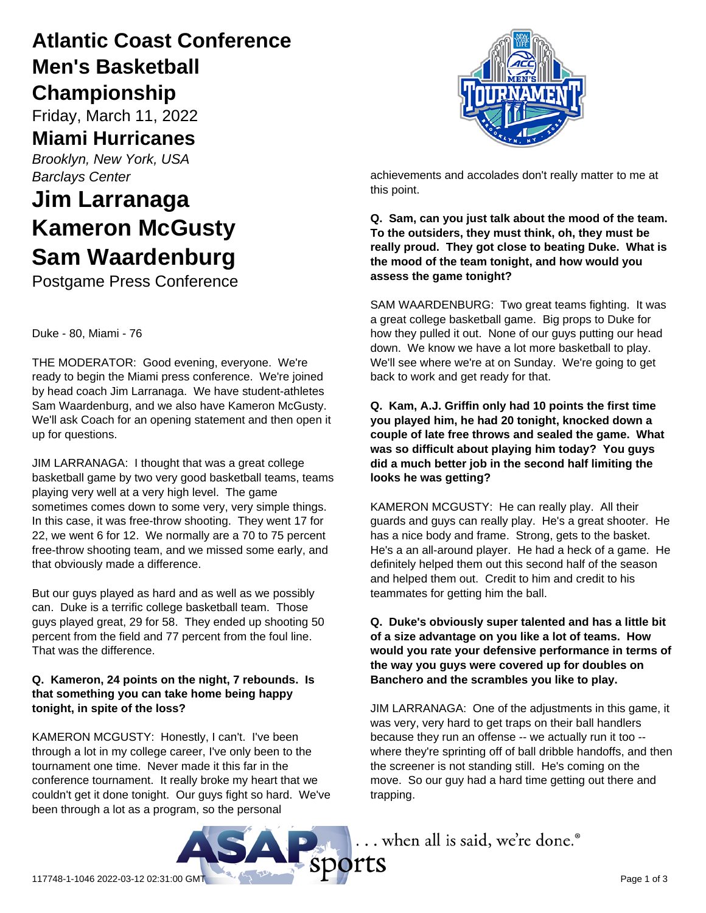# Atlantic Coast Conference Men's Basketball Championship

Friday, March 11, 2022

## Miami Hurricanes

*Brooklyn, New York, USA*
*Barclays Center*

# Jim Larranaga
# Kameron McGusty
# Sam Waardenburg

Postgame Press Conference

Duke - 80, Miami - 76

THE MODERATOR: Good evening, everyone. We're ready to begin the Miami press conference. We're joined by head coach Jim Larranaga. We have student-athletes Sam Waardenburg, and we also have Kameron McGusty. We'll ask Coach for an opening statement and then open it up for questions.

JIM LARRANAGA: I thought that was a great college basketball game by two very good basketball teams, teams playing very well at a very high level. The game sometimes comes down to some very, very simple things. In this case, it was free-throw shooting. They went 17 for 22, we went 6 for 12. We normally are a 70 to 75 percent free-throw shooting team, and we missed some early, and that obviously made a difference.

But our guys played as hard and as well as we possibly can. Duke is a terrific college basketball team. Those guys played great, 29 for 58. They ended up shooting 50 percent from the field and 77 percent from the foul line. That was the difference.

**Q. Kameron, 24 points on the night, 7 rebounds. Is that something you can take home being happy tonight, in spite of the loss?**

KAMERON MCGUSTY: Honestly, I can't. I've been through a lot in my college career, I've only been to the tournament one time. Never made it this far in the conference tournament. It really broke my heart that we couldn't get it done tonight. Our guys fight so hard. We've been through a lot as a program, so the personal achievements and accolades don't really matter to me at this point.

**Q. Sam, can you just talk about the mood of the team. To the outsiders, they must think, oh, they must be really proud. They got close to beating Duke. What is the mood of the team tonight, and how would you assess the game tonight?**

SAM WAARDENBURG: Two great teams fighting. It was a great college basketball game. Big props to Duke for how they pulled it out. None of our guys putting our head down. We know we have a lot more basketball to play. We'll see where we're at on Sunday. We're going to get back to work and get ready for that.

**Q. Kam, A.J. Griffin only had 10 points the first time you played him, he had 20 tonight, knocked down a couple of late free throws and sealed the game. What was so difficult about playing him today? You guys did a much better job in the second half limiting the looks he was getting?**

KAMERON MCGUSTY: He can really play. All their guards and guys can really play. He's a great shooter. He has a nice body and frame. Strong, gets to the basket. He's a an all-around player. He had a heck of a game. He definitely helped them out this second half of the season and helped them out. Credit to him and credit to his teammates for getting him the ball.

**Q. Duke's obviously super talented and has a little bit of a size advantage on you like a lot of teams. How would you rate your defensive performance in terms of the way you guys were covered up for doubles on Banchero and the scrambles you like to play.**

JIM LARRANAGA: One of the adjustments in this game, it was very, very hard to get traps on their ball handlers because they run an offense -- we actually run it too -- where they're sprinting off of ball dribble handoffs, and then the screener is not standing still. He's coming on the move. So our guy had a hard time getting out there and trapping.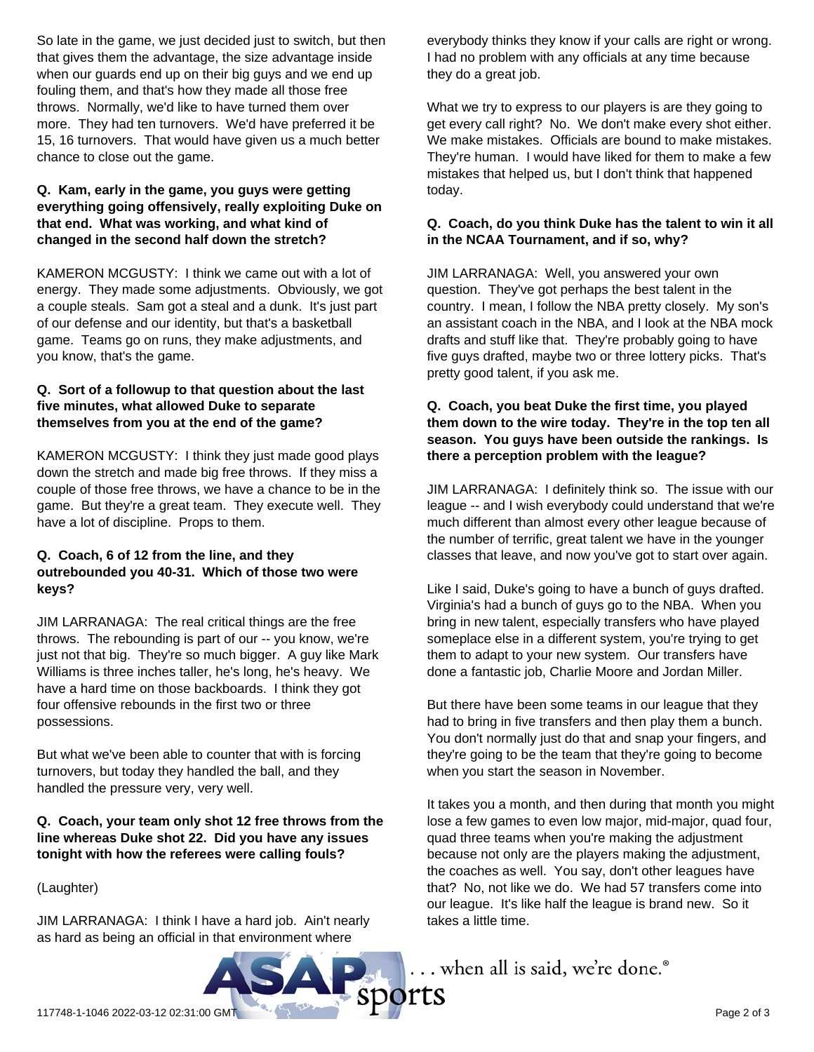So late in the game, we just decided just to switch, but then that gives them the advantage, the size advantage inside when our guards end up on their big guys and we end up fouling them, and that's how they made all those free throws. Normally, we'd like to have turned them over more. They had ten turnovers. We'd have preferred it be 15, 16 turnovers. That would have given us a much better chance to close out the game.

**Q. Kam, early in the game, you guys were getting everything going offensively, really exploiting Duke on that end. What was working, and what kind of changed in the second half down the stretch?**

KAMERON MCGUSTY: I think we came out with a lot of energy. They made some adjustments. Obviously, we got a couple steals. Sam got a steal and a dunk. It's just part of our defense and our identity, but that's a basketball game. Teams go on runs, they make adjustments, and you know, that's the game.

**Q. Sort of a followup to that question about the last five minutes, what allowed Duke to separate themselves from you at the end of the game?**

KAMERON MCGUSTY: I think they just made good plays down the stretch and made big free throws. If they miss a couple of those free throws, we have a chance to be in the game. But they're a great team. They execute well. They have a lot of discipline. Props to them.

**Q. Coach, 6 of 12 from the line, and they outrebounded you 40-31. Which of those two were keys?**

JIM LARRANAGA: The real critical things are the free throws. The rebounding is part of our -- you know, we're just not that big. They're so much bigger. A guy like Mark Williams is three inches taller, he's long, he's heavy. We have a hard time on those backboards. I think they got four offensive rebounds in the first two or three possessions.

But what we've been able to counter that with is forcing turnovers, but today they handled the ball, and they handled the pressure very, very well.

**Q. Coach, your team only shot 12 free throws from the line whereas Duke shot 22. Did you have any issues tonight with how the referees were calling fouls?**

(Laughter)

JIM LARRANAGA: I think I have a hard job. Ain't nearly as hard as being an official in that environment where everybody thinks they know if your calls are right or wrong. I had no problem with any officials at any time because they do a great job.

What we try to express to our players is are they going to get every call right? No. We don't make every shot either. We make mistakes. Officials are bound to make mistakes. They're human. I would have liked for them to make a few mistakes that helped us, but I don't think that happened today.

**Q. Coach, do you think Duke has the talent to win it all in the NCAA Tournament, and if so, why?**

JIM LARRANAGA: Well, you answered your own question. They've got perhaps the best talent in the country. I mean, I follow the NBA pretty closely. My son's an assistant coach in the NBA, and I look at the NBA mock drafts and stuff like that. They're probably going to have five guys drafted, maybe two or three lottery picks. That's pretty good talent, if you ask me.

**Q. Coach, you beat Duke the first time, you played them down to the wire today. They're in the top ten all season. You guys have been outside the rankings. Is there a perception problem with the league?**

JIM LARRANAGA: I definitely think so. The issue with our league -- and I wish everybody could understand that we're much different than almost every other league because of the number of terrific, great talent we have in the younger classes that leave, and now you've got to start over again.

Like I said, Duke's going to have a bunch of guys drafted. Virginia's had a bunch of guys go to the NBA. When you bring in new talent, especially transfers who have played someplace else in a different system, you're trying to get them to adapt to your new system. Our transfers have done a fantastic job, Charlie Moore and Jordan Miller.

But there have been some teams in our league that they had to bring in five transfers and then play them a bunch. You don't normally just do that and snap your fingers, and they're going to be the team that they're going to become when you start the season in November.

It takes you a month, and then during that month you might lose a few games to even low major, mid-major, quad four, quad three teams when you're making the adjustment because not only are the players making the adjustment, the coaches as well. You say, don't other leagues have that? No, not like we do. We had 57 transfers come into our league. It's like half the league is brand new. So it takes a little time.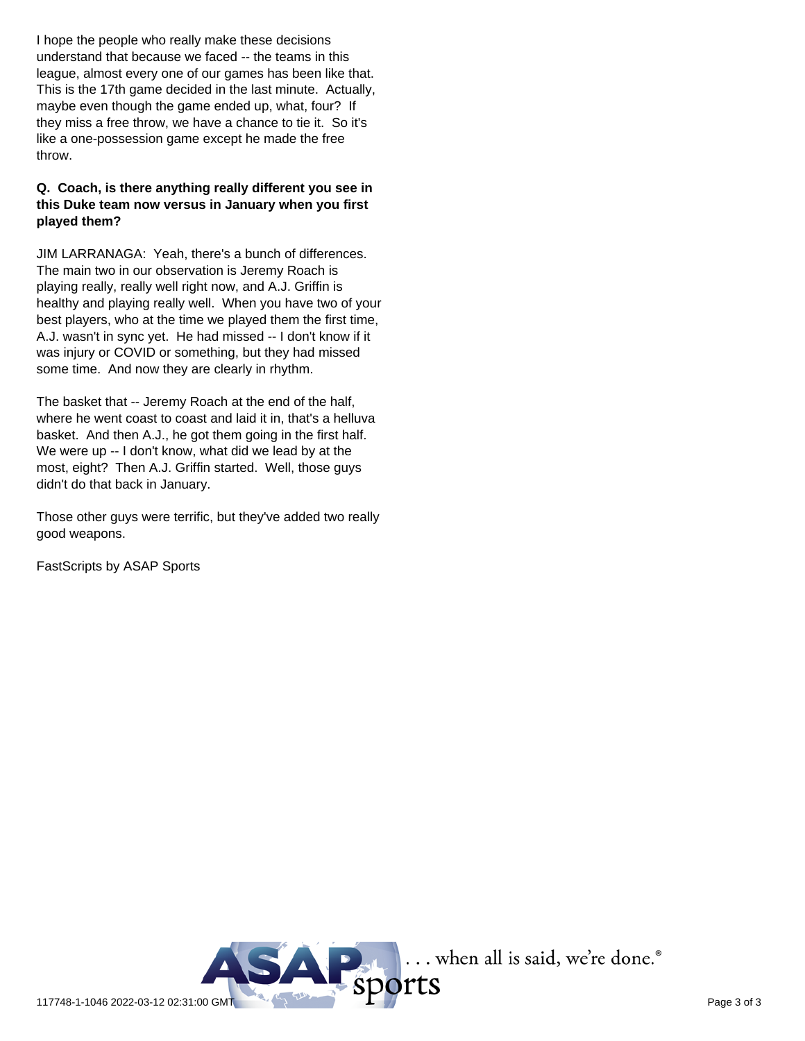I hope the people who really make these decisions understand that because we faced -- the teams in this league, almost every one of our games has been like that. This is the 17th game decided in the last minute. Actually, maybe even though the game ended up, what, four? If they miss a free throw, we have a chance to tie it. So it's like a one-possession game except he made the free throw.

**Q. Coach, is there anything really different you see in this Duke team now versus in January when you first played them?**

JIM LARRANAGA: Yeah, there's a bunch of differences. The main two in our observation is Jeremy Roach is playing really, really well right now, and A.J. Griffin is healthy and playing really well. When you have two of your best players, who at the time we played them the first time, A.J. wasn't in sync yet. He had missed -- I don't know if it was injury or COVID or something, but they had missed some time. And now they are clearly in rhythm.

The basket that -- Jeremy Roach at the end of the half, where he went coast to coast and laid it in, that's a helluva basket. And then A.J., he got them going in the first half. We were up -- I don't know, what did we lead by at the most, eight? Then A.J. Griffin started. Well, those guys didn't do that back in January.

Those other guys were terrific, but they've added two really good weapons.

FastScripts by ASAP Sports